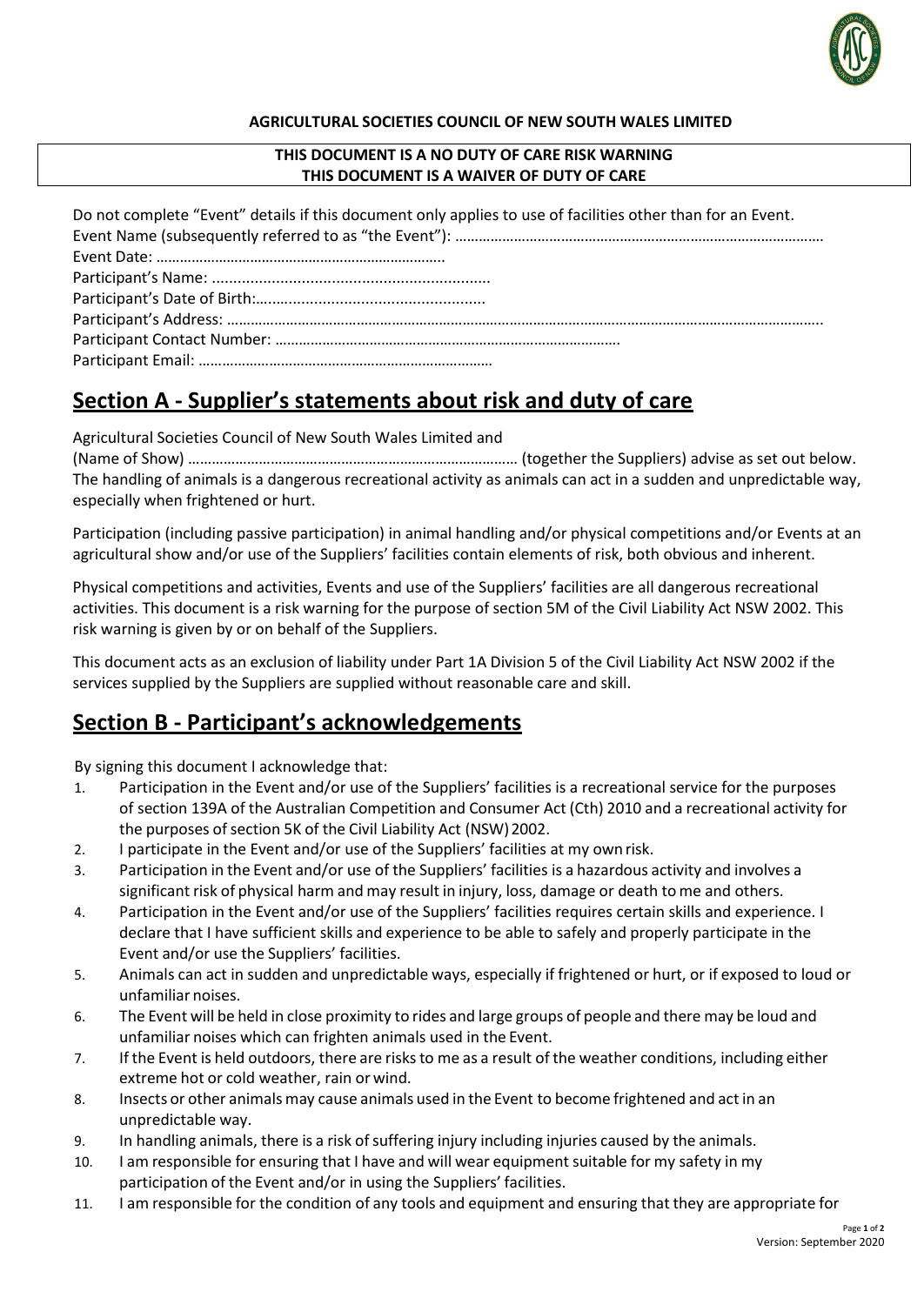**AGRICULTURAL SOCIETIES COUNCIL OF NEW SOUTH WALES LIMITED**

**THIS DOCUMENT IS A NO DUTY OF CARE RISK WARNING**
**THIS DOCUMENT IS A WAIVER OF DUTY OF CARE**

Do not complete "Event" details if this document only applies to use of facilities other than for an Event.
Event Name (subsequently referred to as "the Event"): ………………………………………………………………………………
Event Date: ……………………………………………………………..
Participant's Name: ................................................................
Participant's Date of Birth:……................................................
Participant's Address: ……………………………………………………………………………………………………………………………..
Participant Contact Number: ………………………………………………………………………….
Participant Email: ……………………………………………………………….

## Section A - Supplier's statements about risk and duty of care

Agricultural Societies Council of New South Wales Limited and
(Name of Show) ………………………………………………………………………… (together the Suppliers) advise as set out below.
The handling of animals is a dangerous recreational activity as animals can act in a sudden and unpredictable way, especially when frightened or hurt.

Participation (including passive participation) in animal handling and/or physical competitions and/or Events at an agricultural show and/or use of the Suppliers' facilities contain elements of risk, both obvious and inherent.

Physical competitions and activities, Events and use of the Suppliers' facilities are all dangerous recreational activities. This document is a risk warning for the purpose of section 5M of the Civil Liability Act NSW 2002. This risk warning is given by or on behalf of the Suppliers.

This document acts as an exclusion of liability under Part 1A Division 5 of the Civil Liability Act NSW 2002 if the services supplied by the Suppliers are supplied without reasonable care and skill.

## Section B - Participant's acknowledgements

By signing this document I acknowledge that:

1. Participation in the Event and/or use of the Suppliers' facilities is a recreational service for the purposes of section 139A of the Australian Competition and Consumer Act (Cth) 2010 and a recreational activity for the purposes of section 5K of the Civil Liability Act (NSW) 2002.
2. I participate in the Event and/or use of the Suppliers' facilities at my own risk.
3. Participation in the Event and/or use of the Suppliers' facilities is a hazardous activity and involves a significant risk of physical harm and may result in injury, loss, damage or death to me and others.
4. Participation in the Event and/or use of the Suppliers' facilities requires certain skills and experience. I declare that I have sufficient skills and experience to be able to safely and properly participate in the Event and/or use the Suppliers' facilities.
5. Animals can act in sudden and unpredictable ways, especially if frightened or hurt, or if exposed to loud or unfamiliar noises.
6. The Event will be held in close proximity to rides and large groups of people and there may be loud and unfamiliar noises which can frighten animals used in the Event.
7. If the Event is held outdoors, there are risks to me as a result of the weather conditions, including either extreme hot or cold weather, rain or wind.
8. Insects or other animals may cause animals used in the Event to become frightened and act in an unpredictable way.
9. In handling animals, there is a risk of suffering injury including injuries caused by the animals.
10. I am responsible for ensuring that I have and will wear equipment suitable for my safety in my participation of the Event and/or in using the Suppliers' facilities.
11. I am responsible for the condition of any tools and equipment and ensuring that they are appropriate for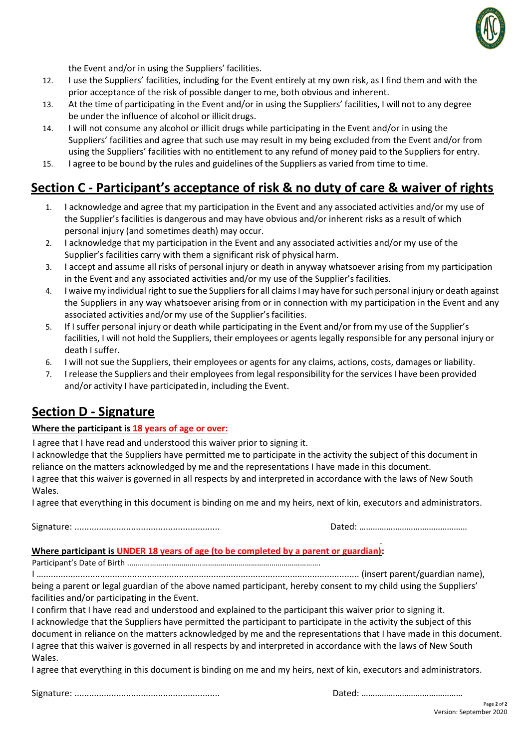the Event and/or in using the Suppliers' facilities.

12. I use the Suppliers' facilities, including for the Event entirely at my own risk, as I find them and with the prior acceptance of the risk of possible danger to me, both obvious and inherent.
13. At the time of participating in the Event and/or in using the Suppliers' facilities, I will not to any degree be under the influence of alcohol or illicit drugs.
14. I will not consume any alcohol or illicit drugs while participating in the Event and/or in using the Suppliers' facilities and agree that such use may result in my being excluded from the Event and/or from using the Suppliers' facilities with no entitlement to any refund of money paid to the Suppliers for entry.
15. I agree to be bound by the rules and guidelines of the Suppliers as varied from time to time.

## Section C - Participant's acceptance of risk & no duty of care & waiver of rights

1. I acknowledge and agree that my participation in the Event and any associated activities and/or my use of the Supplier's facilities is dangerous and may have obvious and/or inherent risks as a result of which personal injury (and sometimes death) may occur.
2. I acknowledge that my participation in the Event and any associated activities and/or my use of the Supplier's facilities carry with them a significant risk of physical harm.
3. I accept and assume all risks of personal injury or death in anyway whatsoever arising from my participation in the Event and any associated activities and/or my use of the Supplier's facilities.
4. I waive my individual right to sue the Suppliers for all claims I may have for such personal injury or death against the Suppliers in any way whatsoever arising from or in connection with my participation in the Event and any associated activities and/or my use of the Supplier's facilities.
5. If I suffer personal injury or death while participating in the Event and/or from my use of the Supplier's facilities, I will not hold the Suppliers, their employees or agents legally responsible for any personal injury or death I suffer.
6. I will not sue the Suppliers, their employees or agents for any claims, actions, costs, damages or liability.
7. I release the Suppliers and their employees from legal responsibility for the services I have been provided and/or activity I have participated in, including the Event.

## Section D - Signature

**Where the participant is 18 years of age or over:**

I agree that I have read and understood this waiver prior to signing it.
I acknowledge that the Suppliers have permitted me to participate in the activity the subject of this document in reliance on the matters acknowledged by me and the representations I have made in this document.
I agree that this waiver is governed in all respects by and interpreted in accordance with the laws of New South Wales.
I agree that everything in this document is binding on me and my heirs, next of kin, executors and administrators.

Signature: ............................................................ Dated: ……………………………………………

**Where participant is UNDER 18 years of age (to be completed by a parent or guardian):**

Participant's Date of Birth …………………………………………………………………………………….

I ................................................................................................................................ (insert parent/guardian name), being a parent or legal guardian of the above named participant, hereby consent to my child using the Suppliers' facilities and/or participating in the Event.
I confirm that I have read and understood and explained to the participant this waiver prior to signing it.
I acknowledge that the Suppliers have permitted the participant to participate in the activity the subject of this document in reliance on the matters acknowledged by me and the representations that I have made in this document.
I agree that this waiver is governed in all respects by and interpreted in accordance with the laws of New South Wales.
I agree that everything in this document is binding on me and my heirs, next of kin, executors and administrators.

Signature: ............................................................ Dated: ………………………………………

Version: September 2020